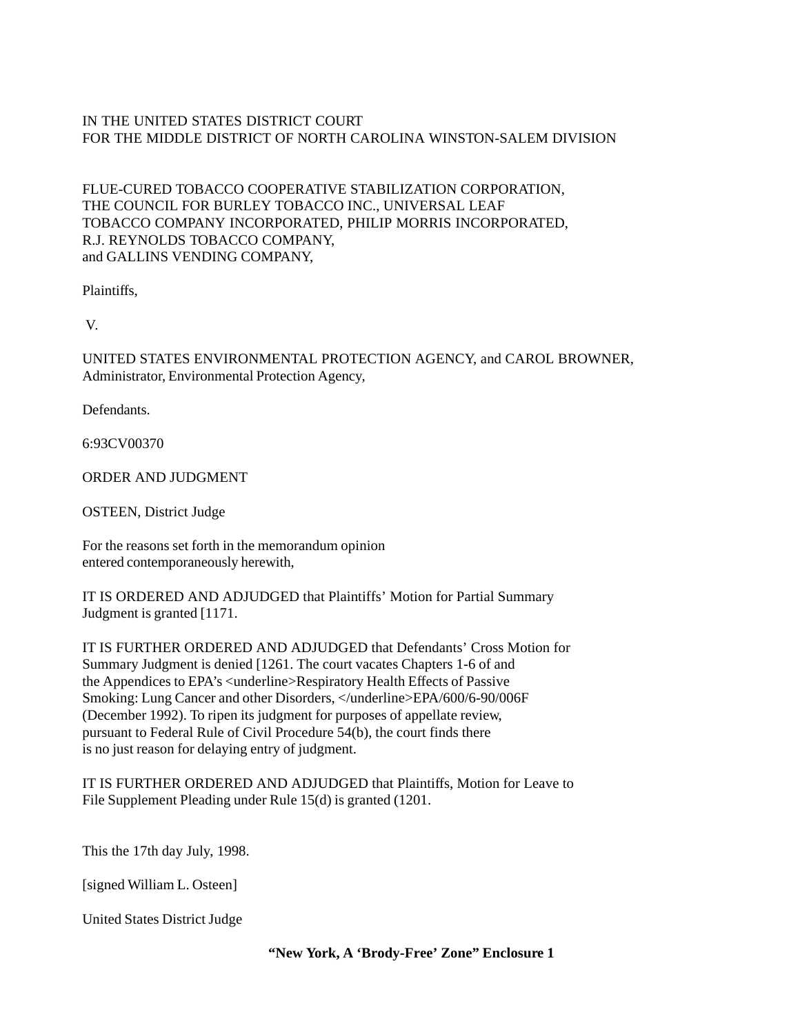IN THE UNITED STATES DISTRICT COURT
FOR THE MIDDLE DISTRICT OF NORTH CAROLINA WINSTON-SALEM DIVISION

FLUE-CURED TOBACCO COOPERATIVE STABILIZATION CORPORATION,
THE COUNCIL FOR BURLEY TOBACCO INC., UNIVERSAL LEAF
TOBACCO COMPANY INCORPORATED, PHILIP MORRIS INCORPORATED,
R.J. REYNOLDS TOBACCO COMPANY,
and GALLINS VENDING COMPANY,

Plaintiffs,

V.

UNITED STATES ENVIRONMENTAL PROTECTION AGENCY, and CAROL BROWNER,
Administrator, Environmental Protection Agency,

Defendants.

6:93CV00370

ORDER AND JUDGMENT

OSTEEN, District Judge

For the reasons set forth in the memorandum opinion
entered contemporaneously herewith,

IT IS ORDERED AND ADJUDGED that Plaintiffs' Motion for Partial Summary
Judgment is granted [1171.

IT IS FURTHER ORDERED AND ADJUDGED that Defendants' Cross Motion for
Summary Judgment is denied [1261. The court vacates Chapters 1-6 of and
the Appendices to EPA's <underline>Respiratory Health Effects of Passive
Smoking: Lung Cancer and other Disorders, </underline>EPA/600/6-90/006F
(December 1992). To ripen its judgment for purposes of appellate review,
pursuant to Federal Rule of Civil Procedure 54(b), the court finds there
is no just reason for delaying entry of judgment.

IT IS FURTHER ORDERED AND ADJUDGED that Plaintiffs, Motion for Leave to
File Supplement Pleading under Rule 15(d) is granted (1201.

This the 17th day July, 1998.

[signed William L. Osteen]

United States District Judge

**"New York, A 'Brody-Free' Zone" Enclosure 1**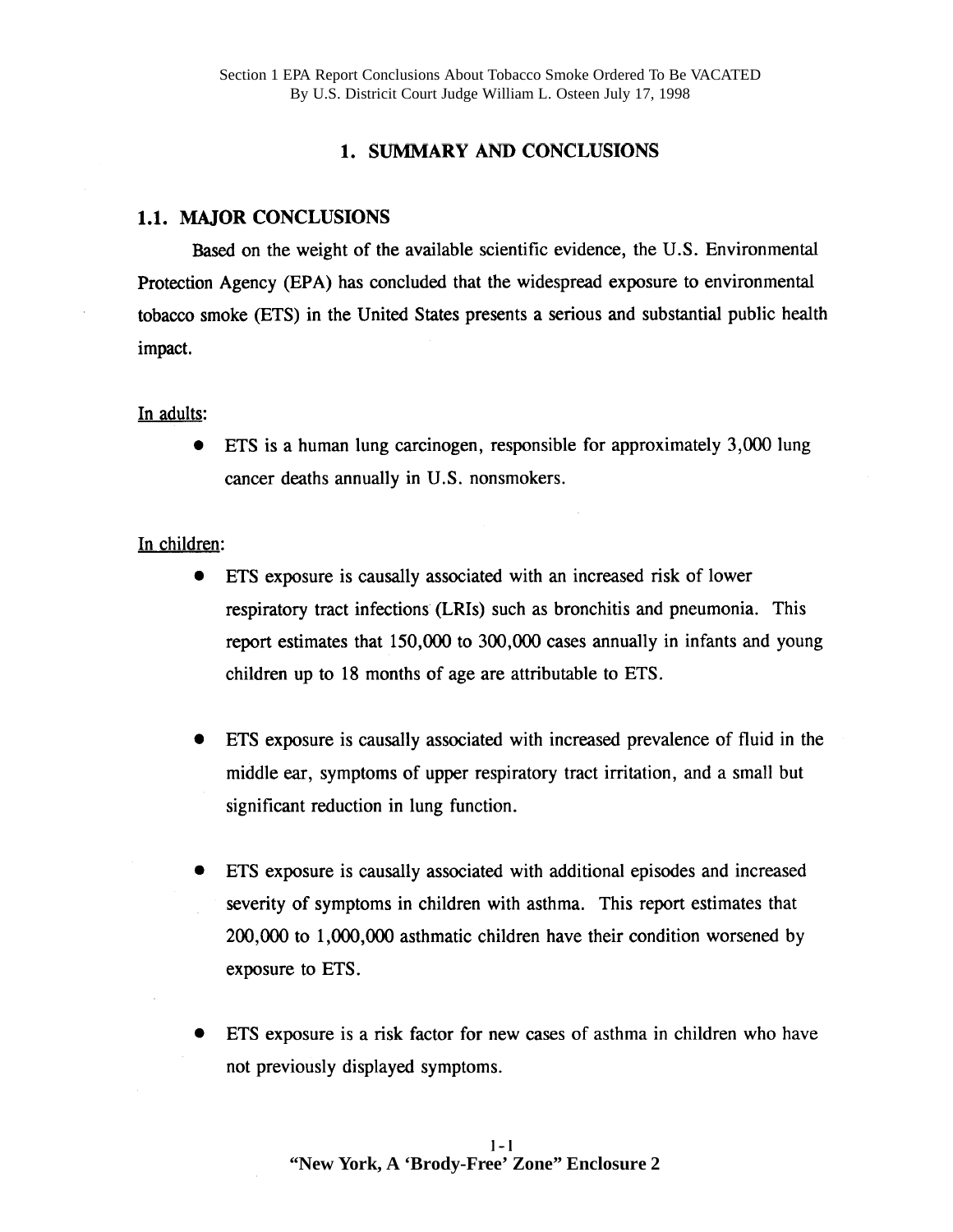Section 1 EPA Report Conclusions About Tobacco Smoke Ordered To Be VACATED
By U.S. Districit Court Judge William L. Osteen July 17, 1998

# 1. SUMMARY AND CONCLUSIONS

## 1.1. MAJOR CONCLUSIONS

Based on the weight of the available scientific evidence, the U.S. Environmental Protection Agency (EPA) has concluded that the widespread exposure to environmental tobacco smoke (ETS) in the United States presents a serious and substantial public health impact.

<u>In adults</u>:

- ETS is a human lung carcinogen, responsible for approximately 3,000 lung cancer deaths annually in U.S. nonsmokers.

<u>In children</u>:

- ETS exposure is causally associated with an increased risk of lower respiratory tract infections (LRIs) such as bronchitis and pneumonia. This report estimates that 150,000 to 300,000 cases annually in infants and young children up to 18 months of age are attributable to ETS.

- ETS exposure is causally associated with increased prevalence of fluid in the middle ear, symptoms of upper respiratory tract irritation, and a small but significant reduction in lung function.

- ETS exposure is causally associated with additional episodes and increased severity of symptoms in children with asthma. This report estimates that 200,000 to 1,000,000 asthmatic children have their condition worsened by exposure to ETS.

- ETS exposure is a risk factor for new cases of asthma in children who have not previously displayed symptoms.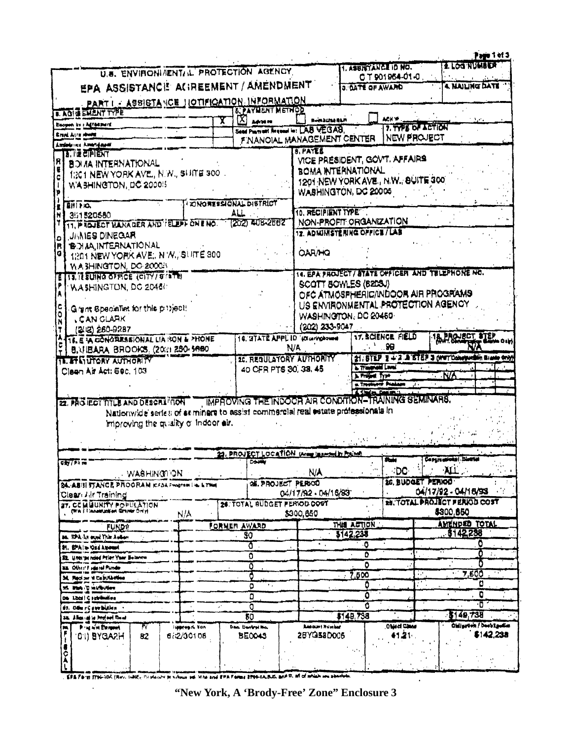# U.S. ENVIRONMENTAL PROTECTION AGENCY

## EPA ASSISTANCE AGREEMENT / AMENDMENT

### PART I - ASSISTANCE NOTIFICATION INFORMATION

**1. ASSISTANCE ID NO.** CT 901964-01-0

**2. LOG NUMBER**

**3. DATE OF AWARD**

**4. MAILING DATE**

**5. AGREEMENT TYPE**

- Cooperative Agreement
- Grant Agreement X
- Assistance Amendment

**6. PAYMENT METHOD**

- [X] Advance
- Reimbursement
- ACH #

Send Payment Request to: LAS VEGAS, FINANCIAL MANAGEMENT CENTER

**7. TYPE OF ACTION**

NEW PROJECT

**8. RECIPIENT**

BOMA INTERNATIONAL
1201 NEW YORK AVE., N.W., SUITE 300
WASHINGTON, DC 20005

**9. PAYEE**

VICE PRESIDENT, GOV'T. AFFAIRS
BOMA INTERNATIONAL
1201 NEW YORK AVE., N.W., SUITE 300
WASHINGTON, DC 20005

**EIN NO.** 351520580

**CONGRESSIONAL DISTRICT** ALL

**10. RECIPIENT TYPE**

NON-PROFIT ORGANIZATION

**11. PROJECT MANAGER AND TELEPHONE NO.** (202) 408-2662

JAMES DINEGAR
BOMA INTERNATIONAL
1201 NEW YORK AVE., N.W., SUITE 300
WASHINGTON, DC 20005

**12. ADMINISTERING OFFICE / LAB**

OAR/HQ

**13. ISSUING OFFICE (CITY/STATE)**

WASHINGTON, DC 20460

Grant Specialist for this project:
CAN CLARK
(202) 260-9287

**14. EPA PROJECT / STATE OFFICER AND TELEPHONE NO.**

SCOTT BOWLES (6203J)
OFC ATMOSPHERIC/INDOOR AIR PROGRAMS
US ENVIRONMENTAL PROTECTION AGENCY
WASHINGTON, DC 20460
(202) 233-9047

**15. EPA CONGRESSIONAL LIAISON & PHONE**

BARBARA BROOKS, (202) 260-5680

**16. STATE APPL ID (Clearinghouse)** N/A

**17. SCIENCE FIELD** 99

**18. PROJECT STEP (WWT Construction Grants Only)** N/A

**19. STATUTORY AUTHORITY**

Clean Air Act: Sec. 103

**20. REGULATORY AUTHORITY**

40 CFR PTS 30, 33, 45

**21. STEP 2 + 3 & STEP 3 (WWT Construction Grants Only)**

a. Treatment Level
b. Project Type
c. Treatment Process
d. Sludge Design

N/A

**22. PROJECT TITLE AND DESCRIPTION** IMPROVING THE INDOOR AIR CONDITION-TRAINING SEMINARS.

Nationwide series of seminars to assist commercial real estate professionals in improving the quality of indoor air.

**23. PROJECT LOCATION (Areas Impacted by Project)**

| City/Place | County | State | Congressional District |
|---|---|---|---|
| WASHINGTON | N/A | DC | ALL |

**24. ASSISTANCE PROGRAM (CFDA Program No. & Title)**

Clean Air Training

**25. PROJECT PERIOD** 04/17/92 - 04/16/93

**26. BUDGET PERIOD** 04/17/92 - 04/16/93

**27. COMMUNITY POPULATION (WWT Construction Grants Only)** N/A

**28. TOTAL BUDGET PERIOD COST** $300,850

**29. TOTAL PROJECT PERIOD COST** $300,850

| FUNDS | FORMER AWARD | THIS ACTION | AMENDED TOTAL |
|---|---|---|---|
| 30. EPA Amount This Action | $0 | $142,238 | $142,238 |
| 31. EPA In-Kind Amount | 0 | 0 | 0 |
| 32. Unexpended Prior Year Balance | 0 | 0 | 0 |
| 33. Other Federal Funds | 0 | 0 | 0 |
| 34. Recipient Contribution | 0 | 7,500 | 7,500 |
| 35. State Contribution | 0 | 0 | 0 |
| 36. Local Contribution | 0 | 0 | 0 |
| 37. Other Contribution | 0 | 0 | 0 |
| 38. Allowable Project Cost | $0 | $149,738 | $149,738 |

**FISCAL**

| Program Element | FY | Appropriation | Doc. Control No. | Account Number | Object Class | Obligation / Deobligation |
|---|---|---|---|---|---|---|
| 01) BYGA2H | 92 | 682/30108 | BE0043 | 2BYG52D005 | 41.21 | $142,238 |

EPA Form 5700-20A (Rev. 5/82). Previous editions are obsolete. This and EPA Forms 5700-20A, B,C, and D, all of which are obsolete.

**"New York, A 'Brody-Free' Zone" Enclosure 3**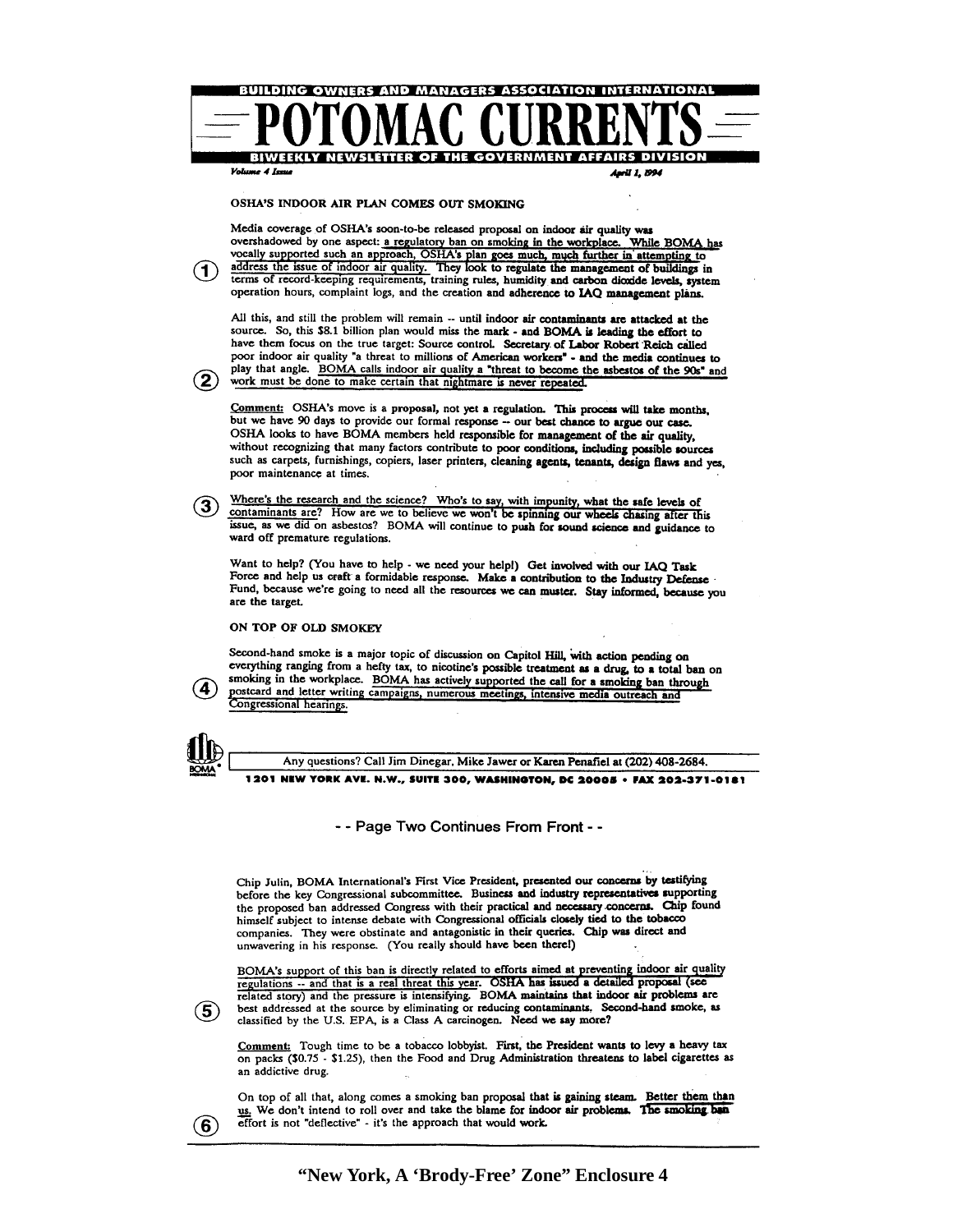BUILDING OWNERS AND MANAGERS ASSOCIATION INTERNATIONAL

# POTOMAC CURRENTS

BIWEEKLY NEWSLETTER OF THE GOVERNMENT AFFAIRS DIVISION

*Volume 4 Issue* *April 1, 1994*

## OSHA'S INDOOR AIR PLAN COMES OUT SMOKING

Media coverage of OSHA's soon-to-be released proposal on indoor air quality was overshadowed by one aspect: a regulatory ban on smoking in the workplace. While BOMA has vocally supported such an approach, OSHA's plan goes much, much further in attempting to address the issue of indoor air quality. They look to regulate the management of buildings in terms of record-keeping requirements, training rules, humidity and carbon dioxide levels, system operation hours, complaint logs, and the creation and adherence to IAQ management plans.

(1)

All this, and still the problem will remain -- until indoor air contaminants are attacked at the source. So, this $8.1 billion plan would miss the mark - and BOMA is leading the effort to have them focus on the true target: Source control. Secretary of Labor Robert Reich called poor indoor air quality "a threat to millions of American workers" - and the media continues to play that angle. BOMA calls indoor air quality a "threat to become the asbestos of the 90s" and work must be done to make certain that nightmare is never repeated.

(2)

Comment: OSHA's move is a proposal, not yet a regulation. This process will take months, but we have 90 days to provide our formal response -- our best chance to argue our case. OSHA looks to have BOMA members held responsible for management of the air quality, without recognizing that many factors contribute to poor conditions, including possible sources such as carpets, furnishings, copiers, laser printers, cleaning agents, tenants, design flaws and yes, poor maintenance at times.

(3)

Where's the research and the science? Who's to say, with impunity, what the safe levels of contaminants are? How are we to believe we won't be spinning our wheels chasing after this issue, as we did on asbestos? BOMA will continue to push for sound science and guidance to ward off premature regulations.

Want to help? (You have to help - we need your help!) Get involved with our IAQ Task Force and help us craft a formidable response. Make a contribution to the Industry Defense Fund, because we're going to need all the resources we can muster. Stay informed, because you are the target.

## ON TOP OF OLD SMOKEY

Second-hand smoke is a major topic of discussion on Capitol Hill, with action pending on everything ranging from a hefty tax, to nicotine's possible treatment as a drug, to a total ban on smoking in the workplace. BOMA has actively supported the call for a smoking ban through postcard and letter writing campaigns, numerous meetings, intensive media outreach and Congressional hearings.

(4)

Any questions? Call Jim Dinegar, Mike Jawer or Karen Penafiel at (202) 408-2684.

1201 NEW YORK AVE. N.W., SUITE 300, WASHINGTON, DC 20005 • FAX 202-371-0181

- - Page Two Continues From Front - -

Chip Julin, BOMA International's First Vice President, presented our concerns by testifying before the key Congressional subcommittee. Business and industry representatives supporting the proposed ban addressed Congress with their practical and necessary concerns. Chip found himself subject to intense debate with Congressional officials closely tied to the tobacco companies. They were obstinate and antagonistic in their queries. Chip was direct and unwavering in his response. (You really should have been there!)

BOMA's support of this ban is directly related to efforts aimed at preventing indoor air quality regulations -- and that is a real threat this year. OSHA has issued a detailed proposal (see related story) and the pressure is intensifying. BOMA maintains that indoor air problems are best addressed at the source by eliminating or reducing contaminants. Second-hand smoke, as classified by the U.S. EPA, is a Class A carcinogen. Need we say more?

(5)

Comment: Tough time to be a tobacco lobbyist. First, the President wants to levy a heavy tax on packs ($0.75 - $1.25), then the Food and Drug Administration threatens to label cigarettes as an addictive drug.

On top of all that, along comes a smoking ban proposal that is gaining steam. Better them than us. We don't intend to roll over and take the blame for indoor air problems. The smoking ban effort is not "deflective" - it's the approach that would work.

(6)

**"New York, A 'Brody-Free' Zone" Enclosure 4**